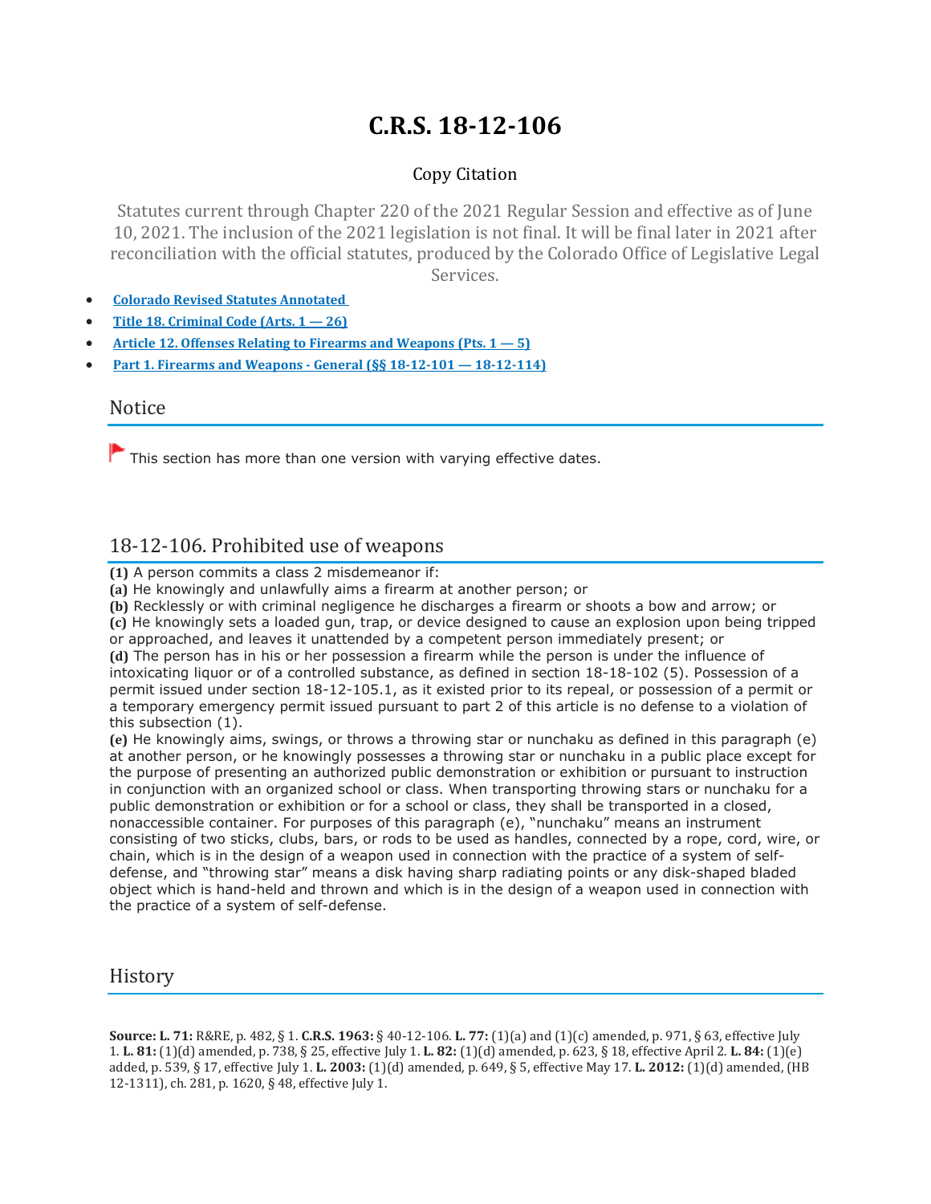# C.R.S. 18-12-106

Copy Citation

Statutes current through Chapter 220 of the 2021 Regular Session and effective as of June 10, 2021. The inclusion of the 2021 legislation is not final. It will be final later in 2021 after reconciliation with the official statutes, produced by the Colorado Office of Legislative Legal Services.

- **Colorado Revised Statutes Annotated**
- **Title 18. Criminal Code (Arts. 1 — 26)**
- **Article 12. Offenses Relating to Firearms and Weapons (Pts. 1 — 5)**
- **Part 1. Firearms and Weapons - General (§§ 18-12-101 — 18-12-114)**

## Notice

This section has more than one version with varying effective dates.

## 18-12-106. Prohibited use of weapons

**(1)** A person commits a class 2 misdemeanor if:

**(a)** He knowingly and unlawfully aims a firearm at another person; or

**(b)** Recklessly or with criminal negligence he discharges a firearm or shoots a bow and arrow; or

**(c)** He knowingly sets a loaded gun, trap, or device designed to cause an explosion upon being tripped or approached, and leaves it unattended by a competent person immediately present; or

**(d)** The person has in his or her possession a firearm while the person is under the influence of intoxicating liquor or of a controlled substance, as defined in section 18-18-102 (5). Possession of a permit issued under section 18-12-105.1, as it existed prior to its repeal, or possession of a permit or a temporary emergency permit issued pursuant to part 2 of this article is no defense to a violation of this subsection (1).

**(e)** He knowingly aims, swings, or throws a throwing star or nunchaku as defined in this paragraph (e) at another person, or he knowingly possesses a throwing star or nunchaku in a public place except for the purpose of presenting an authorized public demonstration or exhibition or pursuant to instruction in conjunction with an organized school or class. When transporting throwing stars or nunchaku for a public demonstration or exhibition or for a school or class, they shall be transported in a closed, nonaccessible container. For purposes of this paragraph (e), "nunchaku" means an instrument consisting of two sticks, clubs, bars, or rods to be used as handles, connected by a rope, cord, wire, or chain, which is in the design of a weapon used in connection with the practice of a system of self-defense, and "throwing star" means a disk having sharp radiating points or any disk-shaped bladed object which is hand-held and thrown and which is in the design of a weapon used in connection with the practice of a system of self-defense.

## History

**Source: L. 71:** R&RE, p. 482, § 1. **C.R.S. 1963:** § 40-12-106. **L. 77:** (1)(a) and (1)(c) amended, p. 971, § 63, effective July 1. **L. 81:** (1)(d) amended, p. 738, § 25, effective July 1. **L. 82:** (1)(d) amended, p. 623, § 18, effective April 2. **L. 84:** (1)(e) added, p. 539, § 17, effective July 1. **L. 2003:** (1)(d) amended, p. 649, § 5, effective May 17. **L. 2012:** (1)(d) amended, (HB 12-1311), ch. 281, p. 1620, § 48, effective July 1.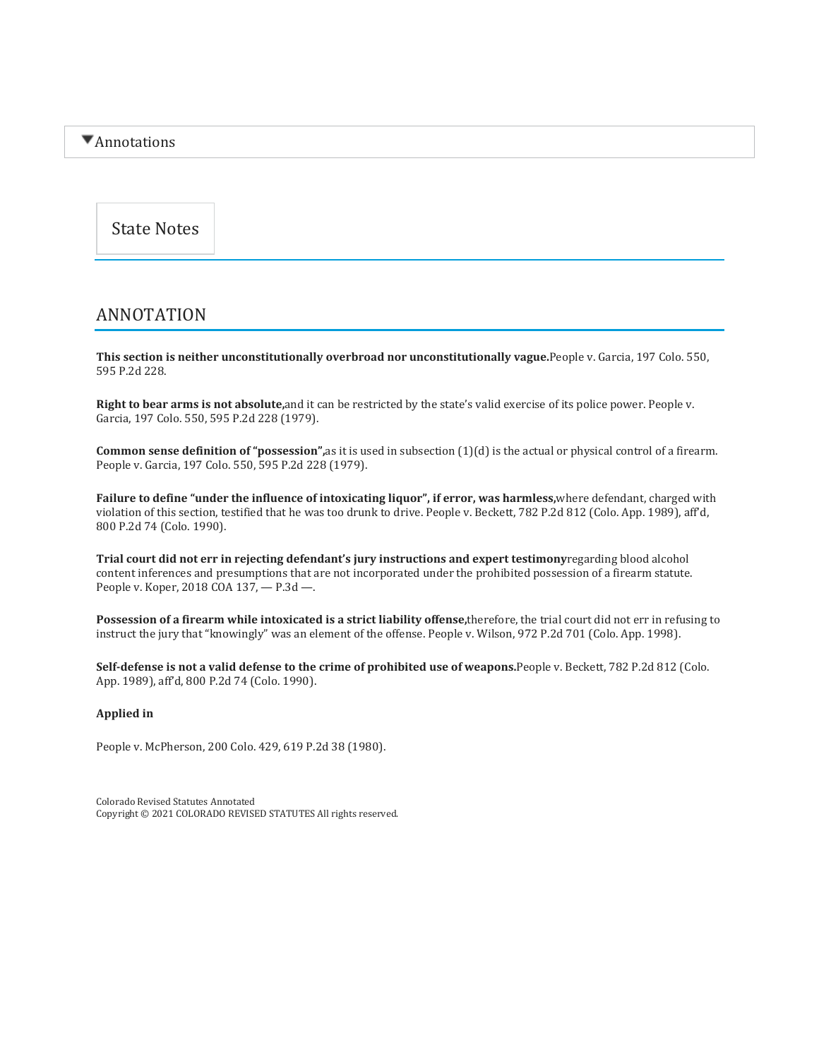▼Annotations

State Notes

## ANNOTATION

**This section is neither unconstitutionally overbroad nor unconstitutionally vague.** People v. Garcia, 197 Colo. 550, 595 P.2d 228.

**Right to bear arms is not absolute,** and it can be restricted by the state's valid exercise of its police power. People v. Garcia, 197 Colo. 550, 595 P.2d 228 (1979).

**Common sense definition of "possession",** as it is used in subsection (1)(d) is the actual or physical control of a firearm. People v. Garcia, 197 Colo. 550, 595 P.2d 228 (1979).

**Failure to define "under the influence of intoxicating liquor", if error, was harmless,** where defendant, charged with violation of this section, testified that he was too drunk to drive. People v. Beckett, 782 P.2d 812 (Colo. App. 1989), aff'd, 800 P.2d 74 (Colo. 1990).

**Trial court did not err in rejecting defendant's jury instructions and expert testimony** regarding blood alcohol content inferences and presumptions that are not incorporated under the prohibited possession of a firearm statute. People v. Koper, 2018 COA 137, — P.3d —.

**Possession of a firearm while intoxicated is a strict liability offense,** therefore, the trial court did not err in refusing to instruct the jury that "knowingly" was an element of the offense. People v. Wilson, 972 P.2d 701 (Colo. App. 1998).

**Self-defense is not a valid defense to the crime of prohibited use of weapons.** People v. Beckett, 782 P.2d 812 (Colo. App. 1989), aff'd, 800 P.2d 74 (Colo. 1990).

**Applied in**

People v. McPherson, 200 Colo. 429, 619 P.2d 38 (1980).

Colorado Revised Statutes Annotated
Copyright © 2021 COLORADO REVISED STATUTES All rights reserved.